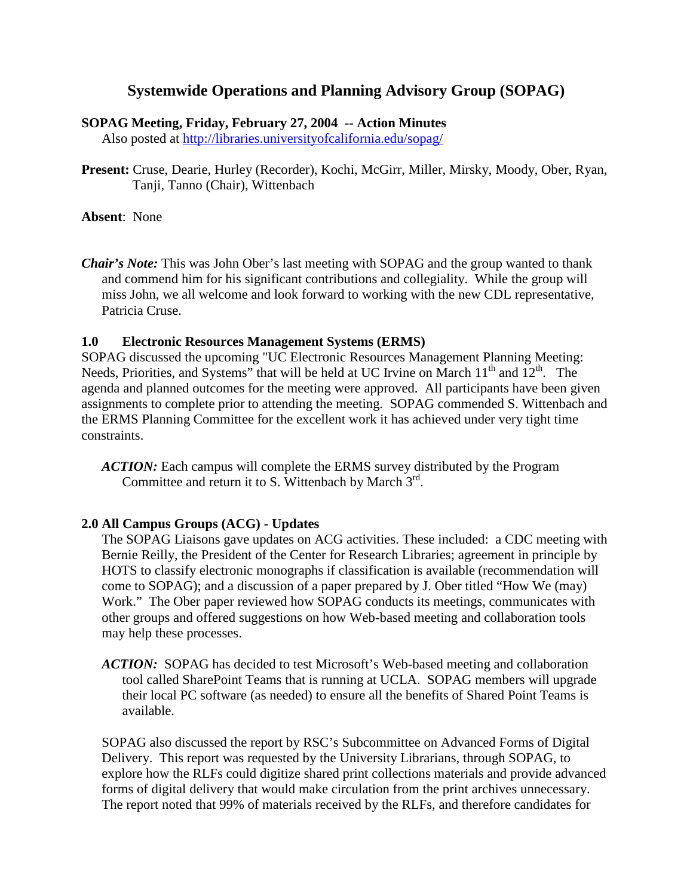# Systemwide Operations and Planning Advisory Group (SOPAG)

**SOPAG Meeting, Friday, February 27, 2004 -- Action Minutes**

Also posted at http://libraries.universityofcalifornia.edu/sopag/

**Present:** Cruse, Dearie, Hurley (Recorder), Kochi, McGirr, Miller, Mirsky, Moody, Ober, Ryan, Tanji, Tanno (Chair), Wittenbach

**Absent**: None

***Chair's Note:*** This was John Ober's last meeting with SOPAG and the group wanted to thank and commend him for his significant contributions and collegiality. While the group will miss John, we all welcome and look forward to working with the new CDL representative, Patricia Cruse.

## 1.0 Electronic Resources Management Systems (ERMS)

SOPAG discussed the upcoming "UC Electronic Resources Management Planning Meeting: Needs, Priorities, and Systems" that will be held at UC Irvine on March 11th and 12th. The agenda and planned outcomes for the meeting were approved. All participants have been given assignments to complete prior to attending the meeting. SOPAG commended S. Wittenbach and the ERMS Planning Committee for the excellent work it has achieved under very tight time constraints.

***ACTION:*** Each campus will complete the ERMS survey distributed by the Program Committee and return it to S. Wittenbach by March 3rd.

## 2.0 All Campus Groups (ACG) - Updates

The SOPAG Liaisons gave updates on ACG activities. These included: a CDC meeting with Bernie Reilly, the President of the Center for Research Libraries; agreement in principle by HOTS to classify electronic monographs if classification is available (recommendation will come to SOPAG); and a discussion of a paper prepared by J. Ober titled "How We (may) Work." The Ober paper reviewed how SOPAG conducts its meetings, communicates with other groups and offered suggestions on how Web-based meeting and collaboration tools may help these processes.

***ACTION:*** SOPAG has decided to test Microsoft's Web-based meeting and collaboration tool called SharePoint Teams that is running at UCLA. SOPAG members will upgrade their local PC software (as needed) to ensure all the benefits of Shared Point Teams is available.

SOPAG also discussed the report by RSC's Subcommittee on Advanced Forms of Digital Delivery. This report was requested by the University Librarians, through SOPAG, to explore how the RLFs could digitize shared print collections materials and provide advanced forms of digital delivery that would make circulation from the print archives unnecessary. The report noted that 99% of materials received by the RLFs, and therefore candidates for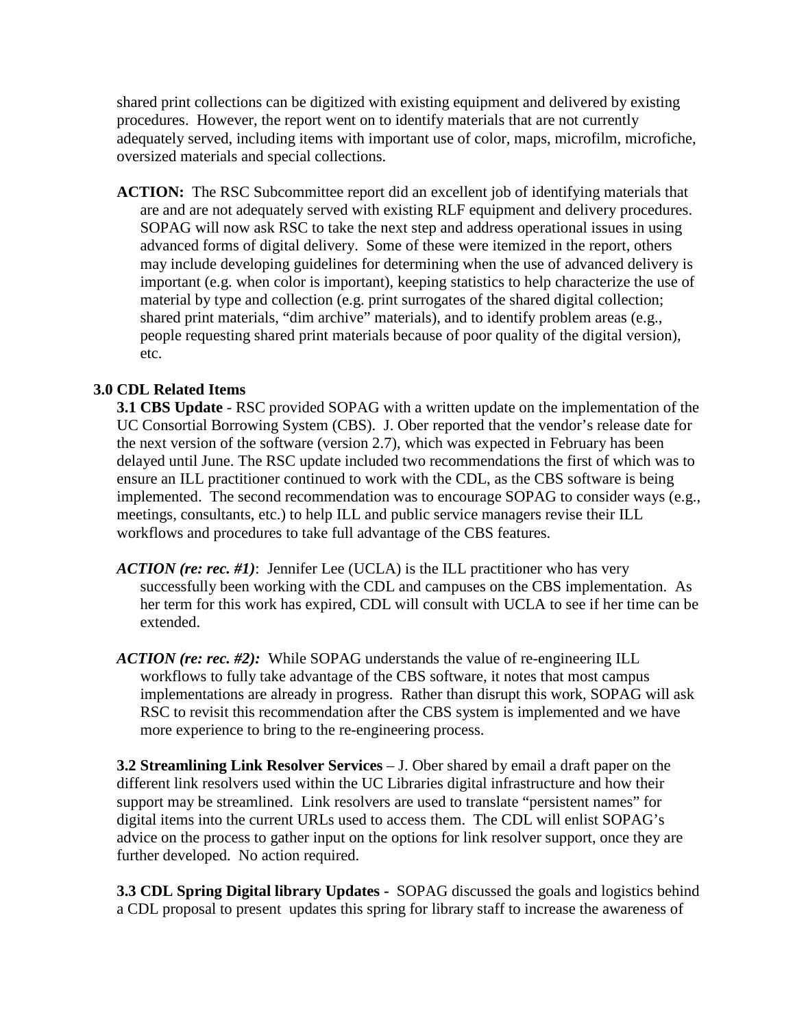shared print collections can be digitized with existing equipment and delivered by existing procedures. However, the report went on to identify materials that are not currently adequately served, including items with important use of color, maps, microfilm, microfiche, oversized materials and special collections.

**ACTION:** The RSC Subcommittee report did an excellent job of identifying materials that are and are not adequately served with existing RLF equipment and delivery procedures. SOPAG will now ask RSC to take the next step and address operational issues in using advanced forms of digital delivery. Some of these were itemized in the report, others may include developing guidelines for determining when the use of advanced delivery is important (e.g. when color is important), keeping statistics to help characterize the use of material by type and collection (e.g. print surrogates of the shared digital collection; shared print materials, "dim archive" materials), and to identify problem areas (e.g., people requesting shared print materials because of poor quality of the digital version), etc.

## 3.0 CDL Related Items

**3.1 CBS Update** - RSC provided SOPAG with a written update on the implementation of the UC Consortial Borrowing System (CBS). J. Ober reported that the vendor's release date for the next version of the software (version 2.7), which was expected in February has been delayed until June. The RSC update included two recommendations the first of which was to ensure an ILL practitioner continued to work with the CDL, as the CBS software is being implemented. The second recommendation was to encourage SOPAG to consider ways (e.g., meetings, consultants, etc.) to help ILL and public service managers revise their ILL workflows and procedures to take full advantage of the CBS features.

***ACTION (re: rec. #1)***: Jennifer Lee (UCLA) is the ILL practitioner who has very successfully been working with the CDL and campuses on the CBS implementation. As her term for this work has expired, CDL will consult with UCLA to see if her time can be extended.

***ACTION (re: rec. #2):*** While SOPAG understands the value of re-engineering ILL workflows to fully take advantage of the CBS software, it notes that most campus implementations are already in progress. Rather than disrupt this work, SOPAG will ask RSC to revisit this recommendation after the CBS system is implemented and we have more experience to bring to the re-engineering process.

**3.2 Streamlining Link Resolver Services** – J. Ober shared by email a draft paper on the different link resolvers used within the UC Libraries digital infrastructure and how their support may be streamlined. Link resolvers are used to translate "persistent names" for digital items into the current URLs used to access them. The CDL will enlist SOPAG's advice on the process to gather input on the options for link resolver support, once they are further developed. No action required.

**3.3 CDL Spring Digital library Updates -** SOPAG discussed the goals and logistics behind a CDL proposal to present updates this spring for library staff to increase the awareness of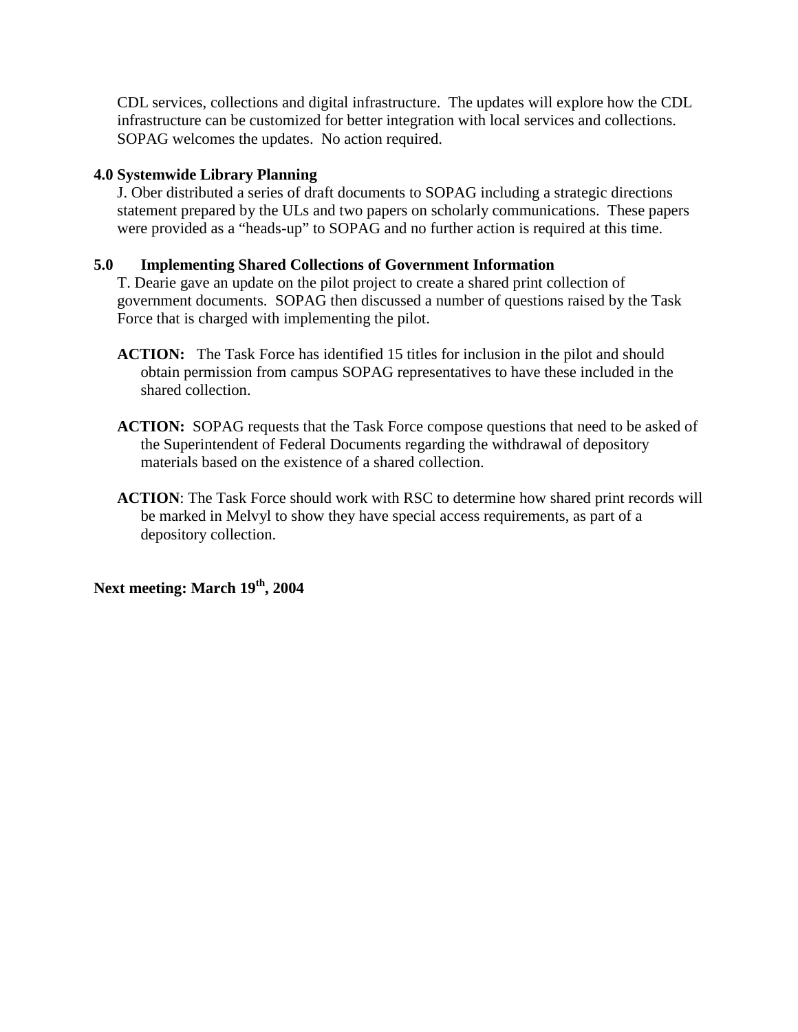CDL services, collections and digital infrastructure. The updates will explore how the CDL infrastructure can be customized for better integration with local services and collections. SOPAG welcomes the updates. No action required.

**4.0 Systemwide Library Planning**

J. Ober distributed a series of draft documents to SOPAG including a strategic directions statement prepared by the ULs and two papers on scholarly communications. These papers were provided as a "heads-up" to SOPAG and no further action is required at this time.

**5.0 Implementing Shared Collections of Government Information**

T. Dearie gave an update on the pilot project to create a shared print collection of government documents. SOPAG then discussed a number of questions raised by the Task Force that is charged with implementing the pilot.

**ACTION:** The Task Force has identified 15 titles for inclusion in the pilot and should obtain permission from campus SOPAG representatives to have these included in the shared collection.

**ACTION:** SOPAG requests that the Task Force compose questions that need to be asked of the Superintendent of Federal Documents regarding the withdrawal of depository materials based on the existence of a shared collection.

**ACTION**: The Task Force should work with RSC to determine how shared print records will be marked in Melvyl to show they have special access requirements, as part of a depository collection.

**Next meeting: March 19th, 2004**